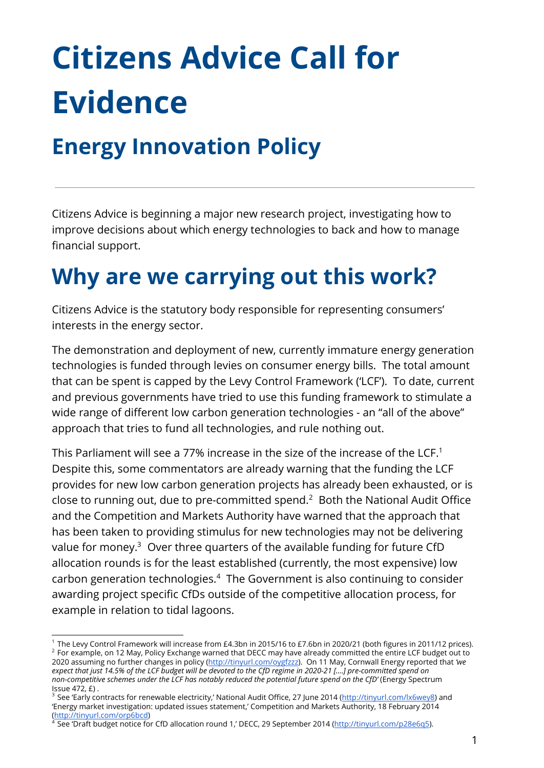# Citizens Advice Call for Evidence

## Energy Innovation Policy

---

Citizens Advice is beginning a major new research project, investigating how to improve decisions about which energy technologies to back and how to manage financial support.

# Why are we carrying out this work?

Citizens Advice is the statutory body responsible for representing consumers' interests in the energy sector.

The demonstration and deployment of new, currently immature energy generation technologies is funded through levies on consumer energy bills. The total amount that can be spent is capped by the Levy Control Framework ('LCF'). To date, current and previous governments have tried to use this funding framework to stimulate a wide range of different low carbon generation technologies - an "all of the above" approach that tries to fund all technologies, and rule nothing out.

This Parliament will see a 77% increase in the size of the increase of the LCF.[1] Despite this, some commentators are already warning that the funding the LCF provides for new low carbon generation projects has already been exhausted, or is close to running out, due to pre-committed spend.[2] Both the National Audit Office and the Competition and Markets Authority have warned that the approach that has been taken to providing stimulus for new technologies may not be delivering value for money.[3] Over three quarters of the available funding for future CfD allocation rounds is for the least established (currently, the most expensive) low carbon generation technologies.[4] The Government is also continuing to consider awarding project specific CfDs outside of the competitive allocation process, for example in relation to tidal lagoons.

---

[1] The Levy Control Framework will increase from £4.3bn in 2015/16 to £7.6bn in 2020/21 (both figures in 2011/12 prices).

[2] For example, on 12 May, Policy Exchange warned that DECC may have already committed the entire LCF budget out to 2020 assuming no further changes in policy (http://tinyurl.com/oygfzzz). On 11 May, Cornwall Energy reported that *'we expect that just 14.5% of the LCF budget will be devoted to the CfD regime in 2020-21 [....] pre-committed spend on non-competitive schemes under the LCF has notably reduced the potential future spend on the CfD'* (Energy Spectrum Issue 472, £) .

[3] See 'Early contracts for renewable electricity,' National Audit Office, 27 June 2014 (http://tinyurl.com/lx6wey8) and 'Energy market investigation: updated issues statement,' Competition and Markets Authority, 18 February 2014 (http://tinyurl.com/orp6bcd)

[4] See 'Draft budget notice for CfD allocation round 1,' DECC, 29 September 2014 (http://tinyurl.com/p28e6q5).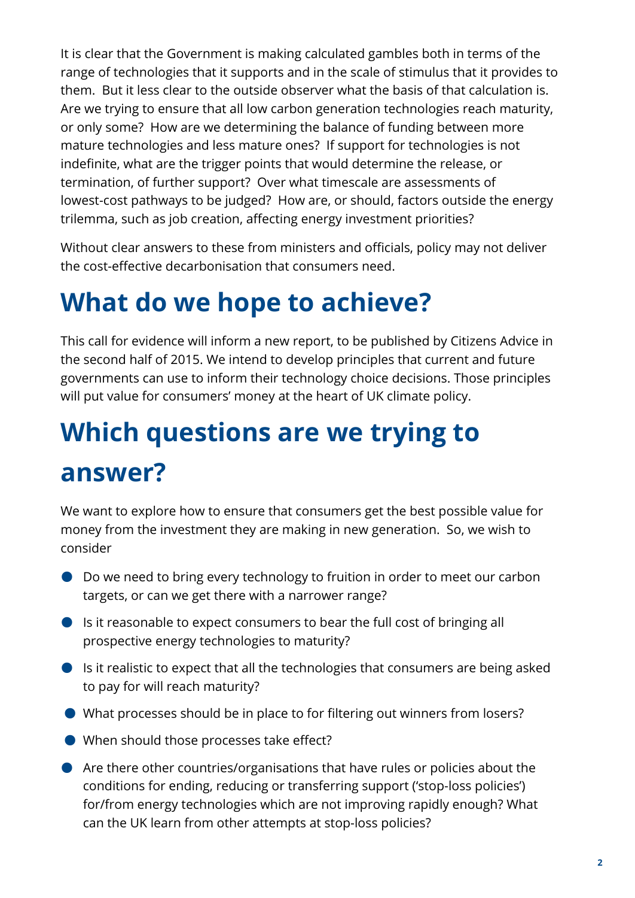It is clear that the Government is making calculated gambles both in terms of the range of technologies that it supports and in the scale of stimulus that it provides to them. But it less clear to the outside observer what the basis of that calculation is. Are we trying to ensure that all low carbon generation technologies reach maturity, or only some? How are we determining the balance of funding between more mature technologies and less mature ones? If support for technologies is not indefinite, what are the trigger points that would determine the release, or termination, of further support? Over what timescale are assessments of lowest-cost pathways to be judged? How are, or should, factors outside the energy trilemma, such as job creation, affecting energy investment priorities?

Without clear answers to these from ministers and officials, policy may not deliver the cost-effective decarbonisation that consumers need.

# What do we hope to achieve?

This call for evidence will inform a new report, to be published by Citizens Advice in the second half of 2015. We intend to develop principles that current and future governments can use to inform their technology choice decisions. Those principles will put value for consumers' money at the heart of UK climate policy.

# Which questions are we trying to answer?

We want to explore how to ensure that consumers get the best possible value for money from the investment they are making in new generation. So, we wish to consider

- Do we need to bring every technology to fruition in order to meet our carbon targets, or can we get there with a narrower range?
- Is it reasonable to expect consumers to bear the full cost of bringing all prospective energy technologies to maturity?
- Is it realistic to expect that all the technologies that consumers are being asked to pay for will reach maturity?
- What processes should be in place to for filtering out winners from losers?
- When should those processes take effect?
- Are there other countries/organisations that have rules or policies about the conditions for ending, reducing or transferring support ('stop-loss policies') for/from energy technologies which are not improving rapidly enough? What can the UK learn from other attempts at stop-loss policies?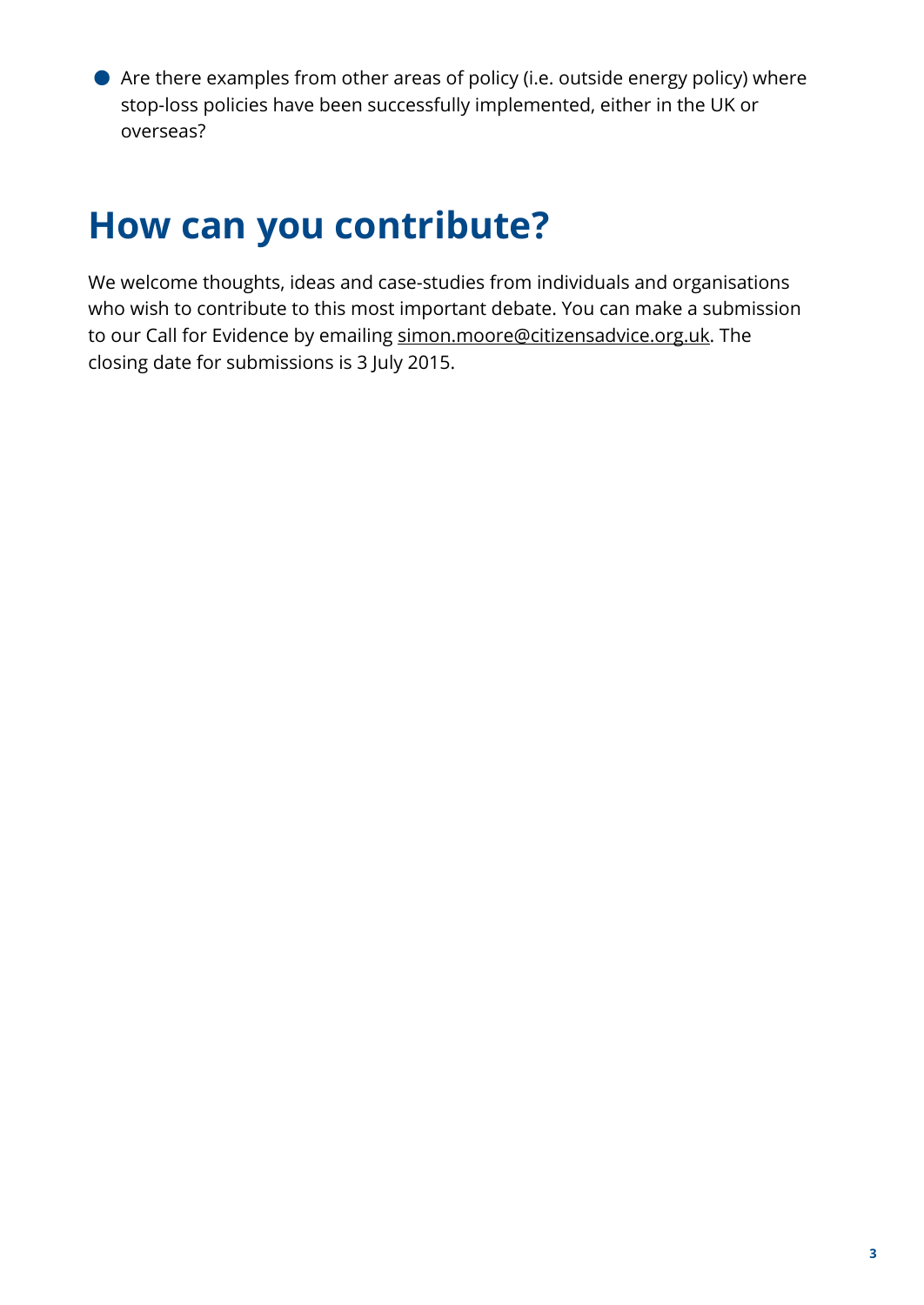- Are there examples from other areas of policy (i.e. outside energy policy) where stop-loss policies have been successfully implemented, either in the UK or overseas?

# How can you contribute?

We welcome thoughts, ideas and case-studies from individuals and organisations who wish to contribute to this most important debate. You can make a submission to our Call for Evidence by emailing simon.moore@citizensadvice.org.uk. The closing date for submissions is 3 July 2015.